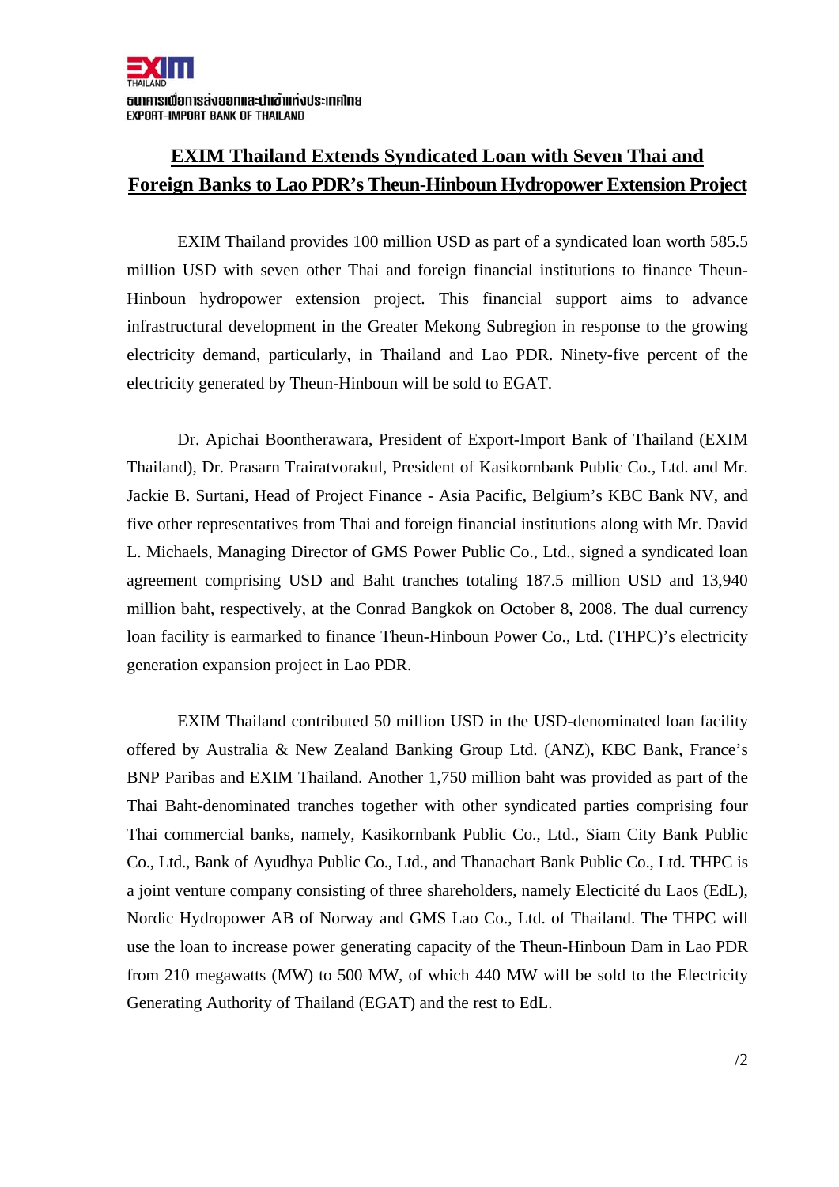ธนาคารเพื่อการส่งออกและนำเข้าแห่งประเทศไทย
EXPORT-IMPORT BANK OF THAILAND

# EXIM Thailand Extends Syndicated Loan with Seven Thai and Foreign Banks to Lao PDR's Theun-Hinboun Hydropower Extension Project

EXIM Thailand provides 100 million USD as part of a syndicated loan worth 585.5 million USD with seven other Thai and foreign financial institutions to finance Theun-Hinboun hydropower extension project. This financial support aims to advance infrastructural development in the Greater Mekong Subregion in response to the growing electricity demand, particularly, in Thailand and Lao PDR. Ninety-five percent of the electricity generated by Theun-Hinboun will be sold to EGAT.

Dr. Apichai Boontherawara, President of Export-Import Bank of Thailand (EXIM Thailand), Dr. Prasarn Trairatvorakul, President of Kasikornbank Public Co., Ltd. and Mr. Jackie B. Surtani, Head of Project Finance - Asia Pacific, Belgium's KBC Bank NV, and five other representatives from Thai and foreign financial institutions along with Mr. David L. Michaels, Managing Director of GMS Power Public Co., Ltd., signed a syndicated loan agreement comprising USD and Baht tranches totaling 187.5 million USD and 13,940 million baht, respectively, at the Conrad Bangkok on October 8, 2008. The dual currency loan facility is earmarked to finance Theun-Hinboun Power Co., Ltd. (THPC)'s electricity generation expansion project in Lao PDR.

EXIM Thailand contributed 50 million USD in the USD-denominated loan facility offered by Australia & New Zealand Banking Group Ltd. (ANZ), KBC Bank, France's BNP Paribas and EXIM Thailand. Another 1,750 million baht was provided as part of the Thai Baht-denominated tranches together with other syndicated parties comprising four Thai commercial banks, namely, Kasikornbank Public Co., Ltd., Siam City Bank Public Co., Ltd., Bank of Ayudhya Public Co., Ltd., and Thanachart Bank Public Co., Ltd. THPC is a joint venture company consisting of three shareholders, namely Electicité du Laos (EdL), Nordic Hydropower AB of Norway and GMS Lao Co., Ltd. of Thailand. The THPC will use the loan to increase power generating capacity of the Theun-Hinboun Dam in Lao PDR from 210 megawatts (MW) to 500 MW, of which 440 MW will be sold to the Electricity Generating Authority of Thailand (EGAT) and the rest to EdL.

/2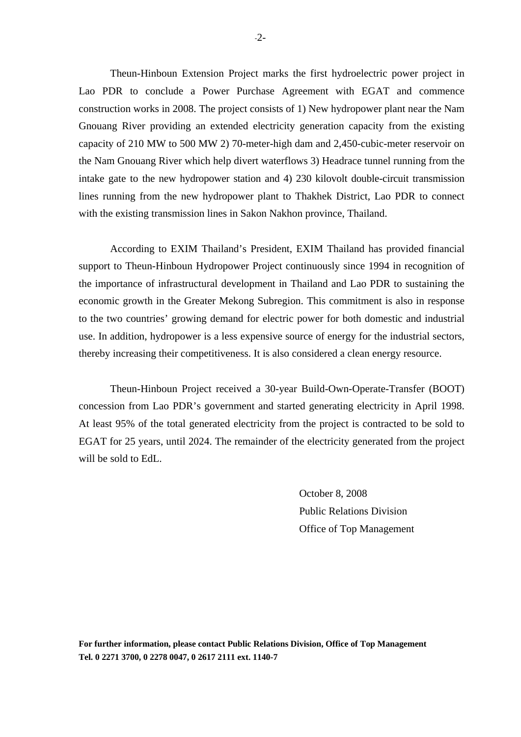Theun-Hinboun Extension Project marks the first hydroelectric power project in Lao PDR to conclude a Power Purchase Agreement with EGAT and commence construction works in 2008. The project consists of 1) New hydropower plant near the Nam Gnouang River providing an extended electricity generation capacity from the existing capacity of 210 MW to 500 MW 2) 70-meter-high dam and 2,450-cubic-meter reservoir on the Nam Gnouang River which help divert waterflows 3) Headrace tunnel running from the intake gate to the new hydropower station and 4) 230 kilovolt double-circuit transmission lines running from the new hydropower plant to Thakhek District, Lao PDR to connect with the existing transmission lines in Sakon Nakhon province, Thailand.

According to EXIM Thailand's President, EXIM Thailand has provided financial support to Theun-Hinboun Hydropower Project continuously since 1994 in recognition of the importance of infrastructural development in Thailand and Lao PDR to sustaining the economic growth in the Greater Mekong Subregion. This commitment is also in response to the two countries' growing demand for electric power for both domestic and industrial use. In addition, hydropower is a less expensive source of energy for the industrial sectors, thereby increasing their competitiveness. It is also considered a clean energy resource.

Theun-Hinboun Project received a 30-year Build-Own-Operate-Transfer (BOOT) concession from Lao PDR's government and started generating electricity in April 1998. At least 95% of the total generated electricity from the project is contracted to be sold to EGAT for 25 years, until 2024. The remainder of the electricity generated from the project will be sold to EdL.

October 8, 2008
Public Relations Division
Office of Top Management

**For further information, please contact Public Relations Division, Office of Top Management**
**Tel. 0 2271 3700, 0 2278 0047, 0 2617 2111 ext. 1140-7**